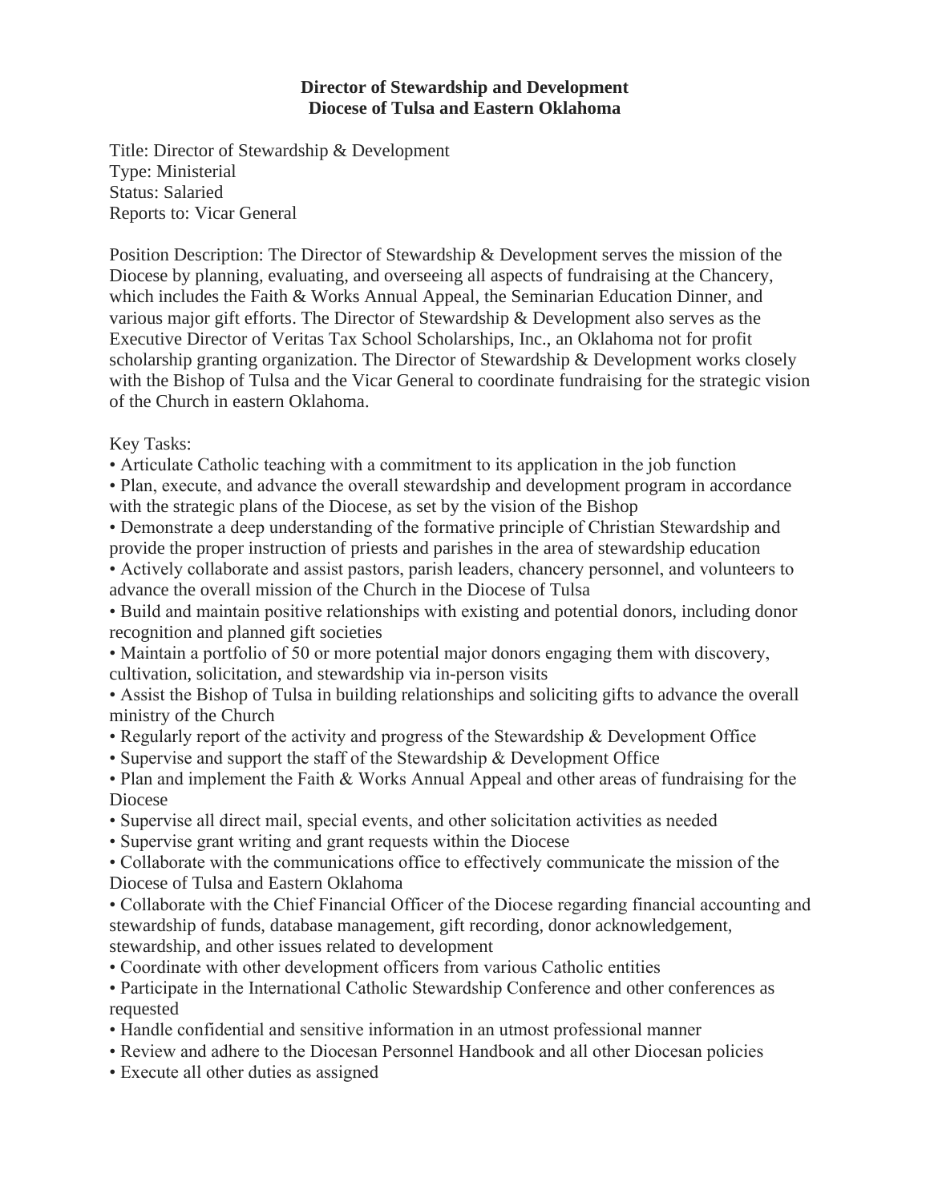# Director of Stewardship and Development
## Diocese of Tulsa and Eastern Oklahoma

Title: Director of Stewardship & Development
Type: Ministerial
Status: Salaried
Reports to: Vicar General

Position Description: The Director of Stewardship & Development serves the mission of the Diocese by planning, evaluating, and overseeing all aspects of fundraising at the Chancery, which includes the Faith & Works Annual Appeal, the Seminarian Education Dinner, and various major gift efforts. The Director of Stewardship & Development also serves as the Executive Director of Veritas Tax School Scholarships, Inc., an Oklahoma not for profit scholarship granting organization. The Director of Stewardship & Development works closely with the Bishop of Tulsa and the Vicar General to coordinate fundraising for the strategic vision of the Church in eastern Oklahoma.

Key Tasks:

- Articulate Catholic teaching with a commitment to its application in the job function
- Plan, execute, and advance the overall stewardship and development program in accordance with the strategic plans of the Diocese, as set by the vision of the Bishop
- Demonstrate a deep understanding of the formative principle of Christian Stewardship and provide the proper instruction of priests and parishes in the area of stewardship education
- Actively collaborate and assist pastors, parish leaders, chancery personnel, and volunteers to advance the overall mission of the Church in the Diocese of Tulsa
- Build and maintain positive relationships with existing and potential donors, including donor recognition and planned gift societies
- Maintain a portfolio of 50 or more potential major donors engaging them with discovery, cultivation, solicitation, and stewardship via in-person visits
- Assist the Bishop of Tulsa in building relationships and soliciting gifts to advance the overall ministry of the Church
- Regularly report of the activity and progress of the Stewardship & Development Office
- Supervise and support the staff of the Stewardship & Development Office
- Plan and implement the Faith & Works Annual Appeal and other areas of fundraising for the Diocese
- Supervise all direct mail, special events, and other solicitation activities as needed
- Supervise grant writing and grant requests within the Diocese
- Collaborate with the communications office to effectively communicate the mission of the Diocese of Tulsa and Eastern Oklahoma
- Collaborate with the Chief Financial Officer of the Diocese regarding financial accounting and stewardship of funds, database management, gift recording, donor acknowledgement, stewardship, and other issues related to development
- Coordinate with other development officers from various Catholic entities
- Participate in the International Catholic Stewardship Conference and other conferences as requested
- Handle confidential and sensitive information in an utmost professional manner
- Review and adhere to the Diocesan Personnel Handbook and all other Diocesan policies
- Execute all other duties as assigned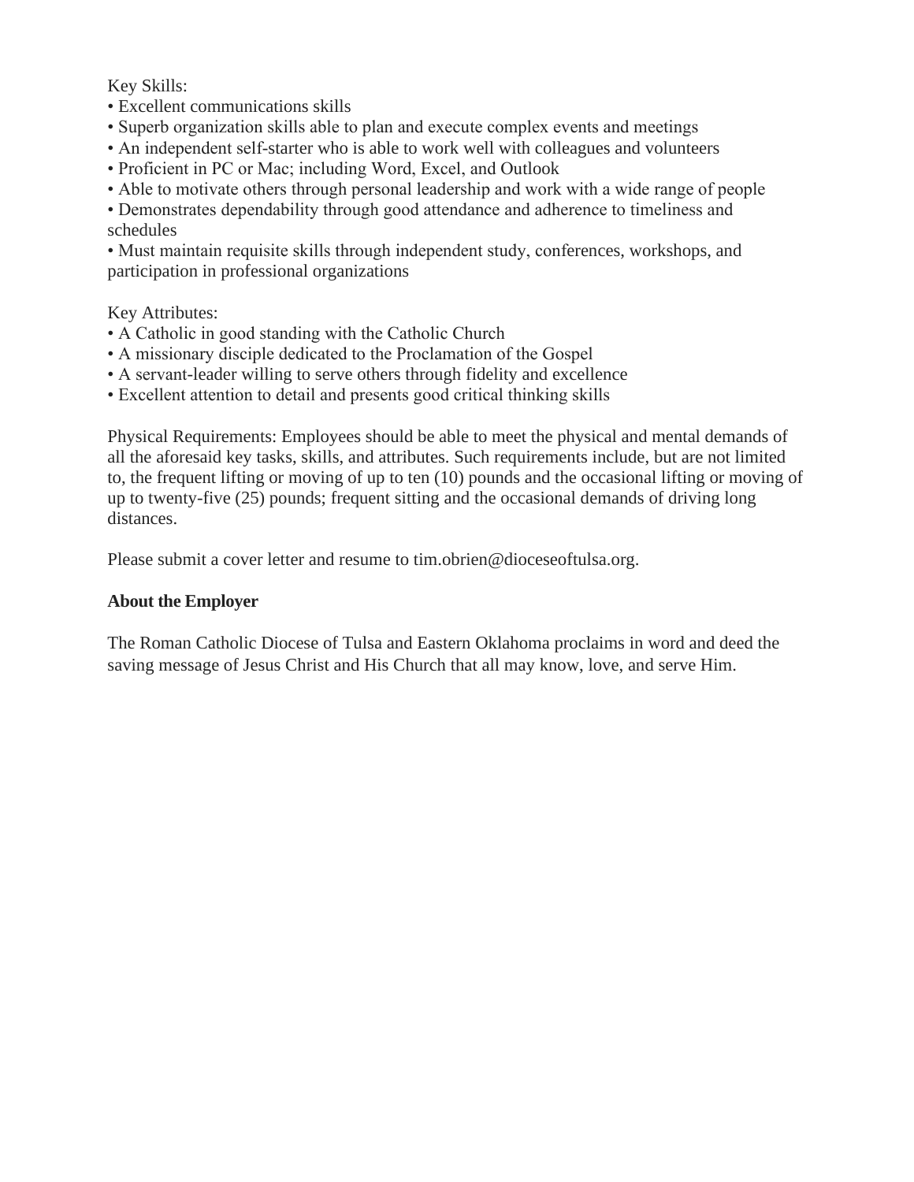Key Skills:

- Excellent communications skills
- Superb organization skills able to plan and execute complex events and meetings
- An independent self-starter who is able to work well with colleagues and volunteers
- Proficient in PC or Mac; including Word, Excel, and Outlook
- Able to motivate others through personal leadership and work with a wide range of people
- Demonstrates dependability through good attendance and adherence to timeliness and schedules
- Must maintain requisite skills through independent study, conferences, workshops, and participation in professional organizations

Key Attributes:

- A Catholic in good standing with the Catholic Church
- A missionary disciple dedicated to the Proclamation of the Gospel
- A servant-leader willing to serve others through fidelity and excellence
- Excellent attention to detail and presents good critical thinking skills

Physical Requirements: Employees should be able to meet the physical and mental demands of all the aforesaid key tasks, skills, and attributes. Such requirements include, but are not limited to, the frequent lifting or moving of up to ten (10) pounds and the occasional lifting or moving of up to twenty-five (25) pounds; frequent sitting and the occasional demands of driving long distances.

Please submit a cover letter and resume to tim.obrien@dioceseoftulsa.org.

**About the Employer**

The Roman Catholic Diocese of Tulsa and Eastern Oklahoma proclaims in word and deed the saving message of Jesus Christ and His Church that all may know, love, and serve Him.